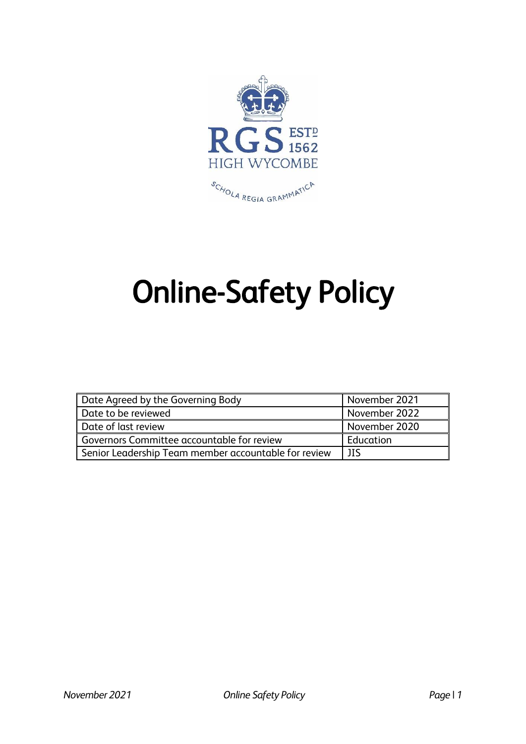RGS ESTD 1562

HIGH WYCOMBE

SCHOLA REGIA GRAMMATICA

# Online-Safety Policy

| | |
|---|---|
| Date Agreed by the Governing Body | November 2021 |
| Date to be reviewed | November 2022 |
| Date of last review | November 2020 |
| Governors Committee accountable for review | Education |
| Senior Leadership Team member accountable for review | JIS |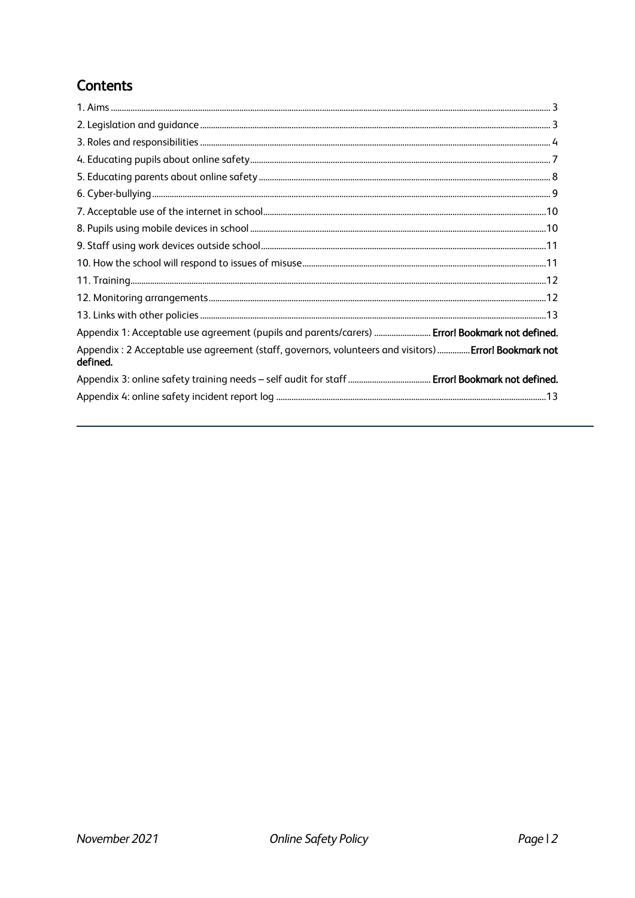## Contents

1. Aims ........ 3
2. Legislation and guidance ........ 3
3. Roles and responsibilities ........ 4
4. Educating pupils about online safety ........ 7
5. Educating parents about online safety ........ 8
6. Cyber-bullying ........ 9
7. Acceptable use of the internet in school ........ 10
8. Pupils using mobile devices in school ........ 10
9. Staff using work devices outside school ........ 11
10. How the school will respond to issues of misuse ........ 11
11. Training ........ 12
12. Monitoring arrangements ........ 12
13. Links with other policies ........ 13

Appendix 1: Acceptable use agreement (pupils and parents/carers) ........ **Error! Bookmark not defined.**

Appendix : 2 Acceptable use agreement (staff, governors, volunteers and visitors) ........ **Error! Bookmark not defined.**

Appendix 3: online safety training needs – self audit for staff ........ **Error! Bookmark not defined.**

Appendix 4: online safety incident report log ........ 13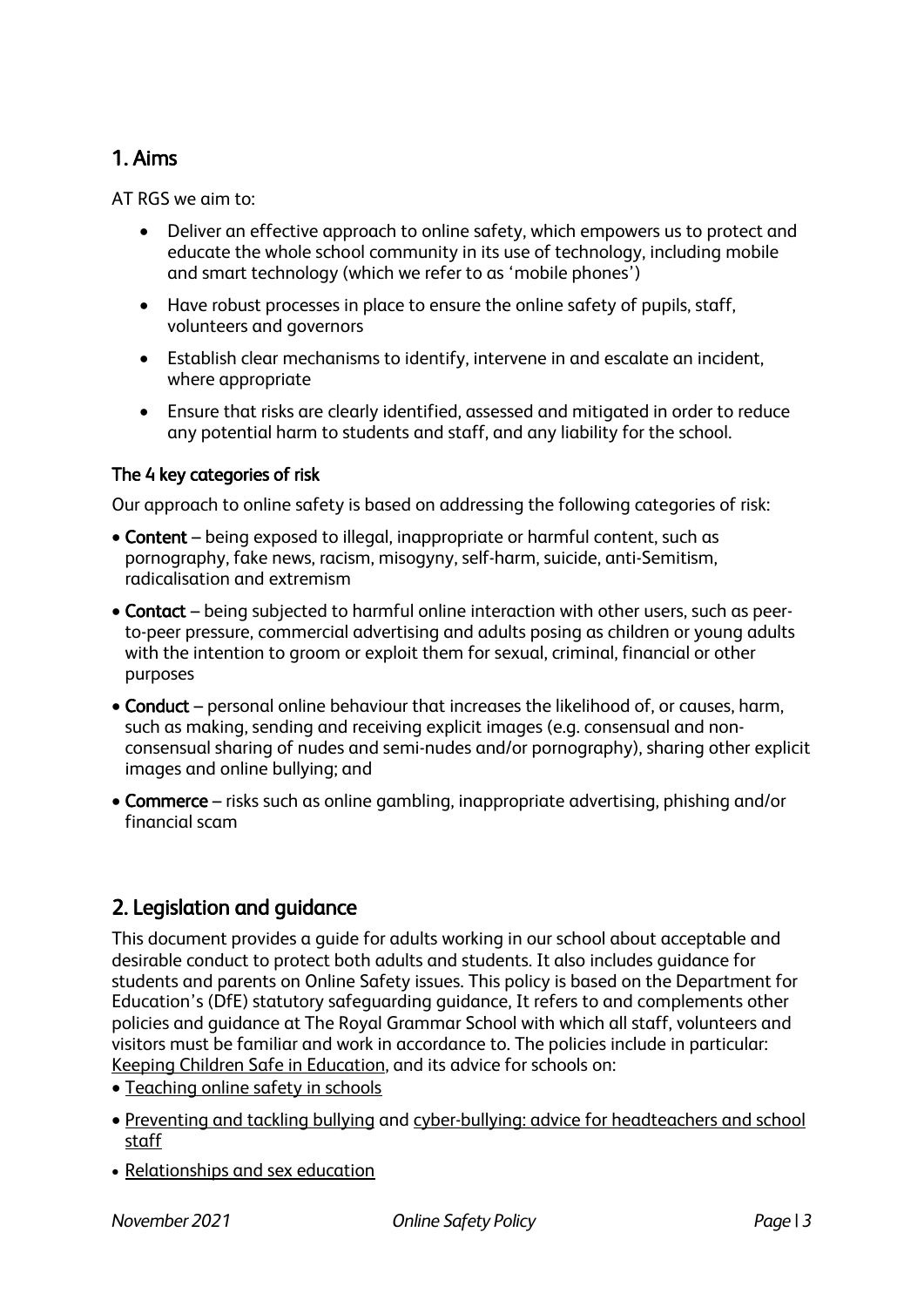## 1. Aims

AT RGS we aim to:

- Deliver an effective approach to online safety, which empowers us to protect and educate the whole school community in its use of technology, including mobile and smart technology (which we refer to as 'mobile phones')
- Have robust processes in place to ensure the online safety of pupils, staff, volunteers and governors
- Establish clear mechanisms to identify, intervene in and escalate an incident, where appropriate
- Ensure that risks are clearly identified, assessed and mitigated in order to reduce any potential harm to students and staff, and any liability for the school.

### The 4 key categories of risk

Our approach to online safety is based on addressing the following categories of risk:

- **Content** – being exposed to illegal, inappropriate or harmful content, such as pornography, fake news, racism, misogyny, self-harm, suicide, anti-Semitism, radicalisation and extremism
- **Contact** – being subjected to harmful online interaction with other users, such as peer-to-peer pressure, commercial advertising and adults posing as children or young adults with the intention to groom or exploit them for sexual, criminal, financial or other purposes
- **Conduct** – personal online behaviour that increases the likelihood of, or causes, harm, such as making, sending and receiving explicit images (e.g. consensual and non-consensual sharing of nudes and semi-nudes and/or pornography), sharing other explicit images and online bullying; and
- **Commerce** – risks such as online gambling, inappropriate advertising, phishing and/or financial scam

## 2. Legislation and guidance

This document provides a guide for adults working in our school about acceptable and desirable conduct to protect both adults and students. It also includes guidance for students and parents on Online Safety issues. This policy is based on the Department for Education's (DfE) statutory safeguarding guidance, It refers to and complements other policies and guidance at The Royal Grammar School with which all staff, volunteers and visitors must be familiar and work in accordance to. The policies include in particular: Keeping Children Safe in Education, and its advice for schools on:

- Teaching online safety in schools
- Preventing and tackling bullying and cyber-bullying: advice for headteachers and school staff
- Relationships and sex education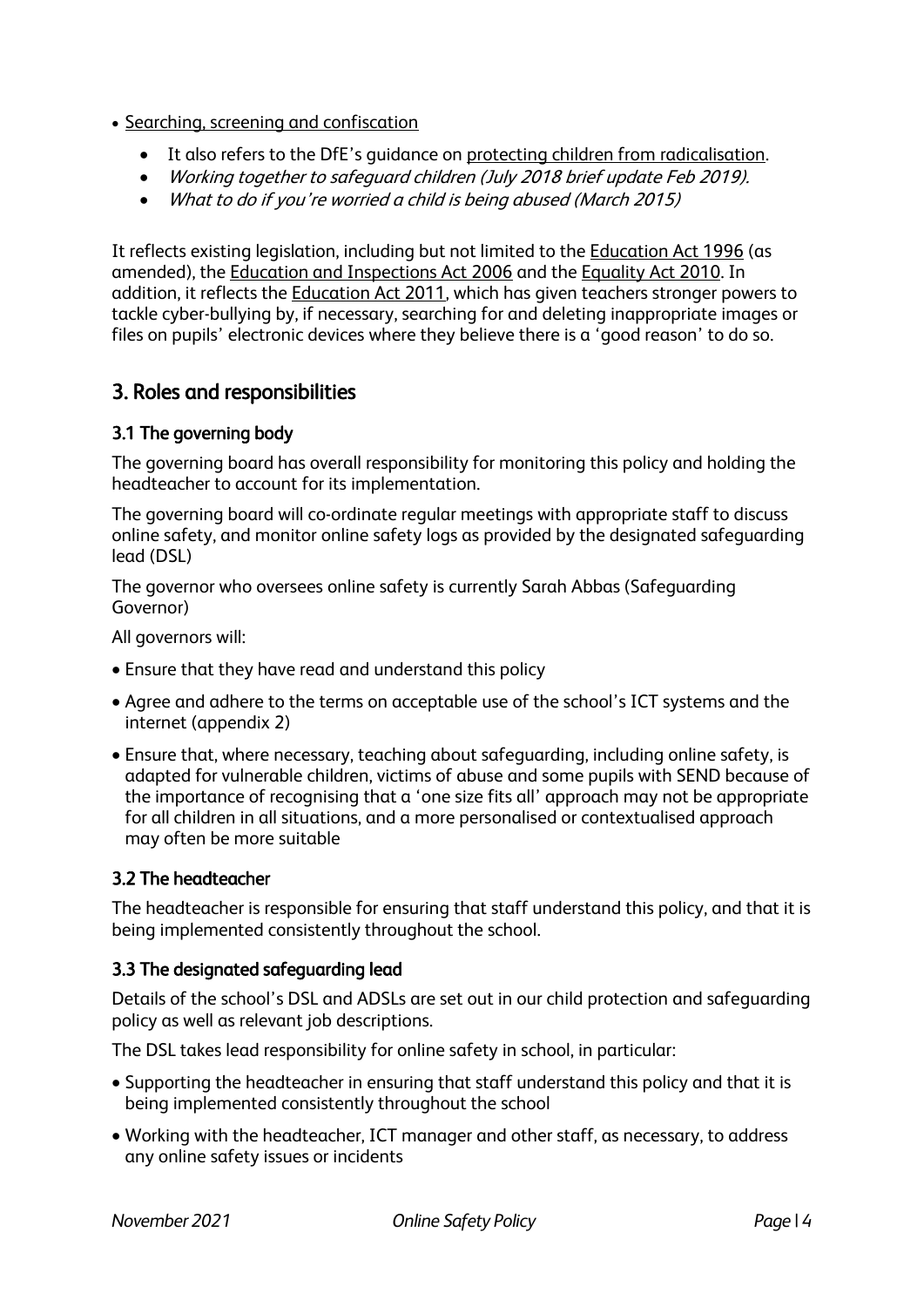- Searching, screening and confiscation
  - It also refers to the DfE's guidance on protecting children from radicalisation.
  - *Working together to safeguard children (July 2018 brief update Feb 2019).*
  - *What to do if you're worried a child is being abused (March 2015)*

It reflects existing legislation, including but not limited to the Education Act 1996 (as amended), the Education and Inspections Act 2006 and the Equality Act 2010. In addition, it reflects the Education Act 2011, which has given teachers stronger powers to tackle cyber-bullying by, if necessary, searching for and deleting inappropriate images or files on pupils' electronic devices where they believe there is a 'good reason' to do so.

## 3. Roles and responsibilities

### 3.1 The governing body

The governing board has overall responsibility for monitoring this policy and holding the headteacher to account for its implementation.

The governing board will co-ordinate regular meetings with appropriate staff to discuss online safety, and monitor online safety logs as provided by the designated safeguarding lead (DSL)

The governor who oversees online safety is currently Sarah Abbas (Safeguarding Governor)

All governors will:

- Ensure that they have read and understand this policy
- Agree and adhere to the terms on acceptable use of the school's ICT systems and the internet (appendix 2)
- Ensure that, where necessary, teaching about safeguarding, including online safety, is adapted for vulnerable children, victims of abuse and some pupils with SEND because of the importance of recognising that a 'one size fits all' approach may not be appropriate for all children in all situations, and a more personalised or contextualised approach may often be more suitable

### 3.2 The headteacher

The headteacher is responsible for ensuring that staff understand this policy, and that it is being implemented consistently throughout the school.

### 3.3 The designated safeguarding lead

Details of the school's DSL and ADSLs are set out in our child protection and safeguarding policy as well as relevant job descriptions.

The DSL takes lead responsibility for online safety in school, in particular:

- Supporting the headteacher in ensuring that staff understand this policy and that it is being implemented consistently throughout the school
- Working with the headteacher, ICT manager and other staff, as necessary, to address any online safety issues or incidents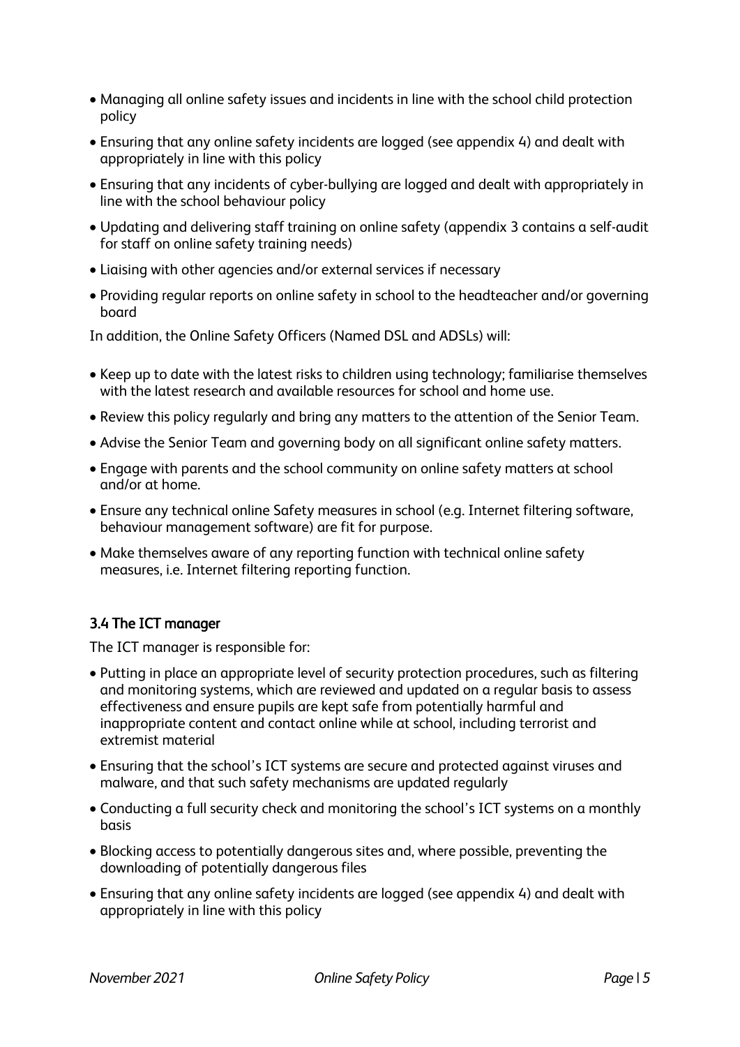- Managing all online safety issues and incidents in line with the school child protection policy
- Ensuring that any online safety incidents are logged (see appendix 4) and dealt with appropriately in line with this policy
- Ensuring that any incidents of cyber-bullying are logged and dealt with appropriately in line with the school behaviour policy
- Updating and delivering staff training on online safety (appendix 3 contains a self-audit for staff on online safety training needs)
- Liaising with other agencies and/or external services if necessary
- Providing regular reports on online safety in school to the headteacher and/or governing board

In addition, the Online Safety Officers (Named DSL and ADSLs) will:

- Keep up to date with the latest risks to children using technology; familiarise themselves with the latest research and available resources for school and home use.
- Review this policy regularly and bring any matters to the attention of the Senior Team.
- Advise the Senior Team and governing body on all significant online safety matters.
- Engage with parents and the school community on online safety matters at school and/or at home.
- Ensure any technical online Safety measures in school (e.g. Internet filtering software, behaviour management software) are fit for purpose.
- Make themselves aware of any reporting function with technical online safety measures, i.e. Internet filtering reporting function.

### 3.4 The ICT manager

The ICT manager is responsible for:

- Putting in place an appropriate level of security protection procedures, such as filtering and monitoring systems, which are reviewed and updated on a regular basis to assess effectiveness and ensure pupils are kept safe from potentially harmful and inappropriate content and contact online while at school, including terrorist and extremist material
- Ensuring that the school's ICT systems are secure and protected against viruses and malware, and that such safety mechanisms are updated regularly
- Conducting a full security check and monitoring the school's ICT systems on a monthly basis
- Blocking access to potentially dangerous sites and, where possible, preventing the downloading of potentially dangerous files
- Ensuring that any online safety incidents are logged (see appendix 4) and dealt with appropriately in line with this policy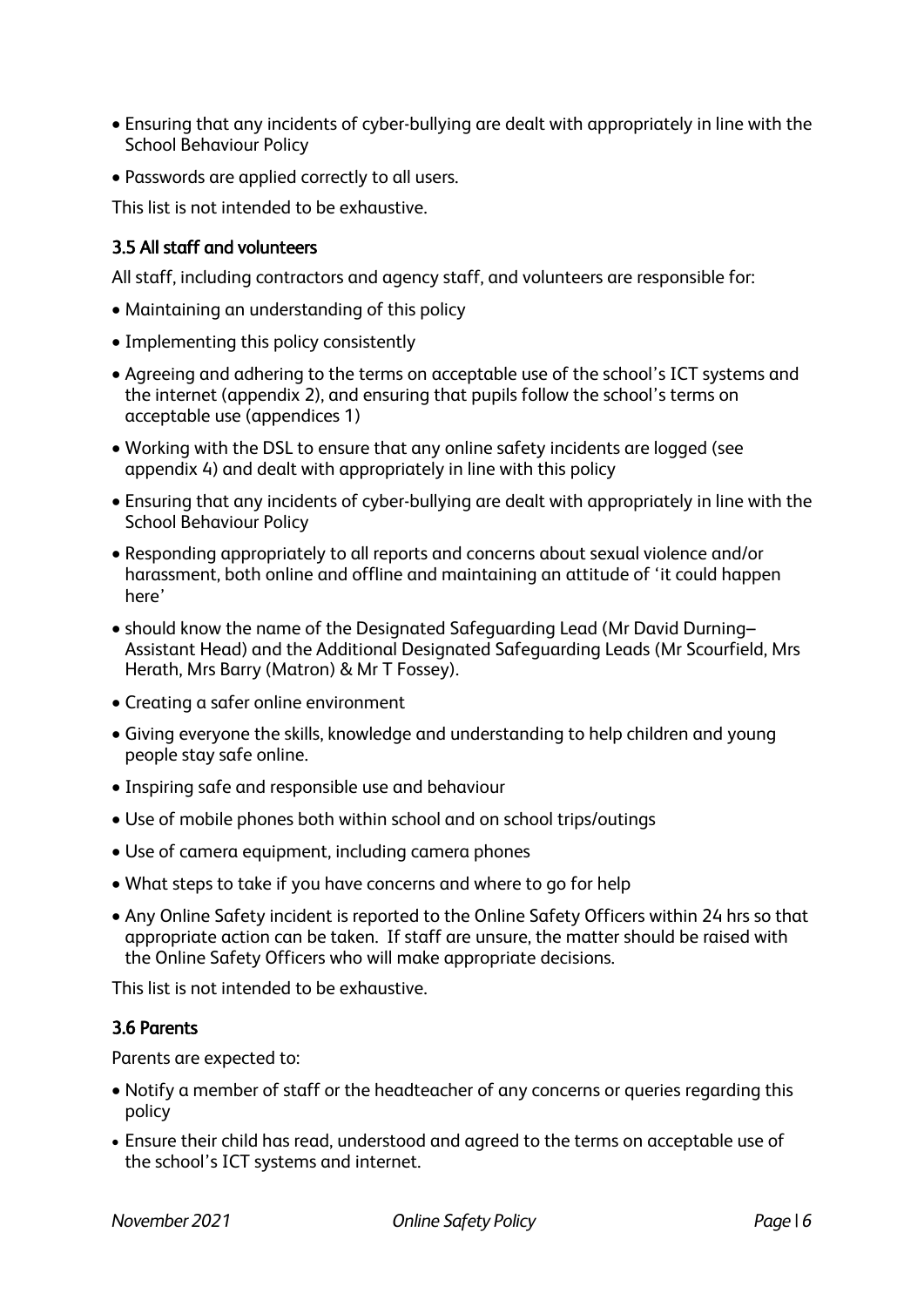- Ensuring that any incidents of cyber-bullying are dealt with appropriately in line with the School Behaviour Policy
- Passwords are applied correctly to all users.

This list is not intended to be exhaustive.

### 3.5 All staff and volunteers

All staff, including contractors and agency staff, and volunteers are responsible for:

- Maintaining an understanding of this policy
- Implementing this policy consistently
- Agreeing and adhering to the terms on acceptable use of the school's ICT systems and the internet (appendix 2), and ensuring that pupils follow the school's terms on acceptable use (appendices 1)
- Working with the DSL to ensure that any online safety incidents are logged (see appendix 4) and dealt with appropriately in line with this policy
- Ensuring that any incidents of cyber-bullying are dealt with appropriately in line with the School Behaviour Policy
- Responding appropriately to all reports and concerns about sexual violence and/or harassment, both online and offline and maintaining an attitude of 'it could happen here'
- should know the name of the Designated Safeguarding Lead (Mr David Durning– Assistant Head) and the Additional Designated Safeguarding Leads (Mr Scourfield, Mrs Herath, Mrs Barry (Matron) & Mr T Fossey).
- Creating a safer online environment
- Giving everyone the skills, knowledge and understanding to help children and young people stay safe online.
- Inspiring safe and responsible use and behaviour
- Use of mobile phones both within school and on school trips/outings
- Use of camera equipment, including camera phones
- What steps to take if you have concerns and where to go for help
- Any Online Safety incident is reported to the Online Safety Officers within 24 hrs so that appropriate action can be taken. If staff are unsure, the matter should be raised with the Online Safety Officers who will make appropriate decisions.

This list is not intended to be exhaustive.

### 3.6 Parents

Parents are expected to:

- Notify a member of staff or the headteacher of any concerns or queries regarding this policy
- Ensure their child has read, understood and agreed to the terms on acceptable use of the school's ICT systems and internet.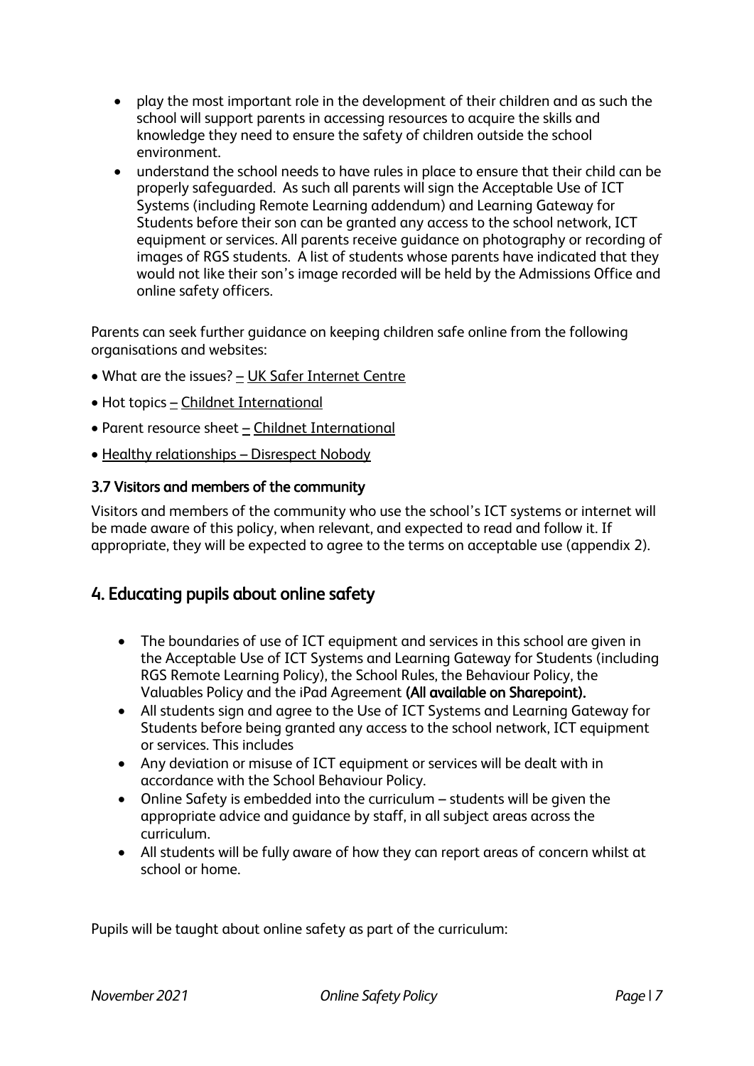- play the most important role in the development of their children and as such the school will support parents in accessing resources to acquire the skills and knowledge they need to ensure the safety of children outside the school environment.
- understand the school needs to have rules in place to ensure that their child can be properly safeguarded. As such all parents will sign the Acceptable Use of ICT Systems (including Remote Learning addendum) and Learning Gateway for Students before their son can be granted any access to the school network, ICT equipment or services. All parents receive guidance on photography or recording of images of RGS students. A list of students whose parents have indicated that they would not like their son's image recorded will be held by the Admissions Office and online safety officers.

Parents can seek further guidance on keeping children safe online from the following organisations and websites:

- What are the issues? – UK Safer Internet Centre
- Hot topics – Childnet International
- Parent resource sheet – Childnet International
- Healthy relationships – Disrespect Nobody

### 3.7 Visitors and members of the community

Visitors and members of the community who use the school's ICT systems or internet will be made aware of this policy, when relevant, and expected to read and follow it. If appropriate, they will be expected to agree to the terms on acceptable use (appendix 2).

## 4. Educating pupils about online safety

- The boundaries of use of ICT equipment and services in this school are given in the Acceptable Use of ICT Systems and Learning Gateway for Students (including RGS Remote Learning Policy), the School Rules, the Behaviour Policy, the Valuables Policy and the iPad Agreement **(All available on Sharepoint).**
- All students sign and agree to the Use of ICT Systems and Learning Gateway for Students before being granted any access to the school network, ICT equipment or services. This includes
- Any deviation or misuse of ICT equipment or services will be dealt with in accordance with the School Behaviour Policy.
- Online Safety is embedded into the curriculum – students will be given the appropriate advice and guidance by staff, in all subject areas across the curriculum.
- All students will be fully aware of how they can report areas of concern whilst at school or home.

Pupils will be taught about online safety as part of the curriculum: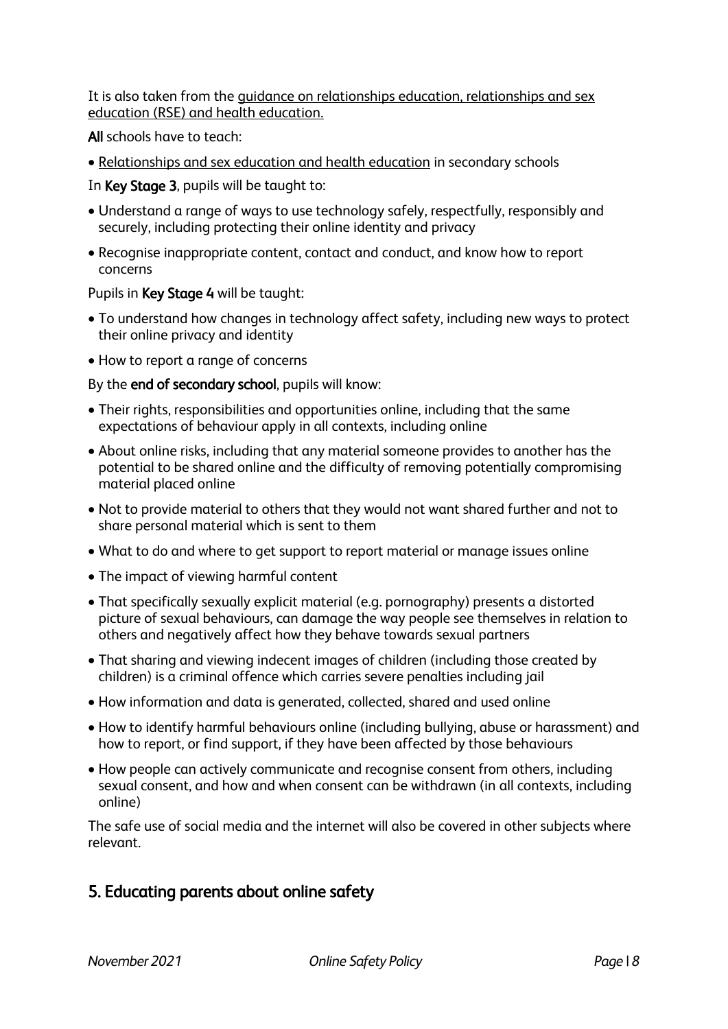It is also taken from the guidance on relationships education, relationships and sex education (RSE) and health education.

**All** schools have to teach:

- Relationships and sex education and health education in secondary schools

In **Key Stage 3**, pupils will be taught to:

- Understand a range of ways to use technology safely, respectfully, responsibly and securely, including protecting their online identity and privacy
- Recognise inappropriate content, contact and conduct, and know how to report concerns

Pupils in **Key Stage 4** will be taught:

- To understand how changes in technology affect safety, including new ways to protect their online privacy and identity
- How to report a range of concerns

By the **end of secondary school**, pupils will know:

- Their rights, responsibilities and opportunities online, including that the same expectations of behaviour apply in all contexts, including online
- About online risks, including that any material someone provides to another has the potential to be shared online and the difficulty of removing potentially compromising material placed online
- Not to provide material to others that they would not want shared further and not to share personal material which is sent to them
- What to do and where to get support to report material or manage issues online
- The impact of viewing harmful content
- That specifically sexually explicit material (e.g. pornography) presents a distorted picture of sexual behaviours, can damage the way people see themselves in relation to others and negatively affect how they behave towards sexual partners
- That sharing and viewing indecent images of children (including those created by children) is a criminal offence which carries severe penalties including jail
- How information and data is generated, collected, shared and used online
- How to identify harmful behaviours online (including bullying, abuse or harassment) and how to report, or find support, if they have been affected by those behaviours
- How people can actively communicate and recognise consent from others, including sexual consent, and how and when consent can be withdrawn (in all contexts, including online)

The safe use of social media and the internet will also be covered in other subjects where relevant.

## 5. Educating parents about online safety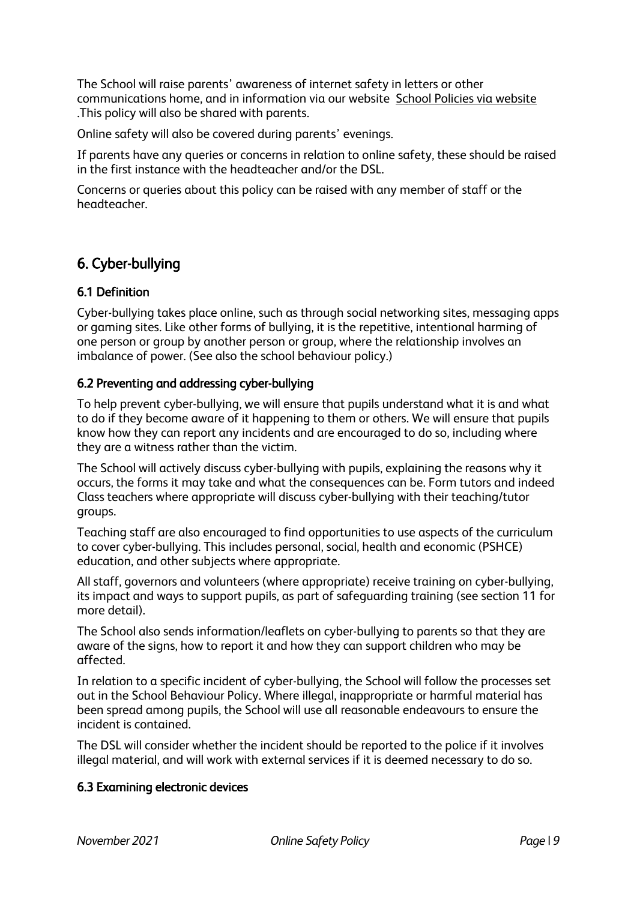The School will raise parents' awareness of internet safety in letters or other communications home, and in information via our website School Policies via website .This policy will also be shared with parents.

Online safety will also be covered during parents' evenings.

If parents have any queries or concerns in relation to online safety, these should be raised in the first instance with the headteacher and/or the DSL.

Concerns or queries about this policy can be raised with any member of staff or the headteacher.

## 6. Cyber-bullying

### 6.1 Definition

Cyber-bullying takes place online, such as through social networking sites, messaging apps or gaming sites. Like other forms of bullying, it is the repetitive, intentional harming of one person or group by another person or group, where the relationship involves an imbalance of power. (See also the school behaviour policy.)

### 6.2 Preventing and addressing cyber-bullying

To help prevent cyber-bullying, we will ensure that pupils understand what it is and what to do if they become aware of it happening to them or others. We will ensure that pupils know how they can report any incidents and are encouraged to do so, including where they are a witness rather than the victim.

The School will actively discuss cyber-bullying with pupils, explaining the reasons why it occurs, the forms it may take and what the consequences can be. Form tutors and indeed Class teachers where appropriate will discuss cyber-bullying with their teaching/tutor groups.

Teaching staff are also encouraged to find opportunities to use aspects of the curriculum to cover cyber-bullying. This includes personal, social, health and economic (PSHCE) education, and other subjects where appropriate.

All staff, governors and volunteers (where appropriate) receive training on cyber-bullying, its impact and ways to support pupils, as part of safeguarding training (see section 11 for more detail).

The School also sends information/leaflets on cyber-bullying to parents so that they are aware of the signs, how to report it and how they can support children who may be affected.

In relation to a specific incident of cyber-bullying, the School will follow the processes set out in the School Behaviour Policy. Where illegal, inappropriate or harmful material has been spread among pupils, the School will use all reasonable endeavours to ensure the incident is contained.

The DSL will consider whether the incident should be reported to the police if it involves illegal material, and will work with external services if it is deemed necessary to do so.

### 6.3 Examining electronic devices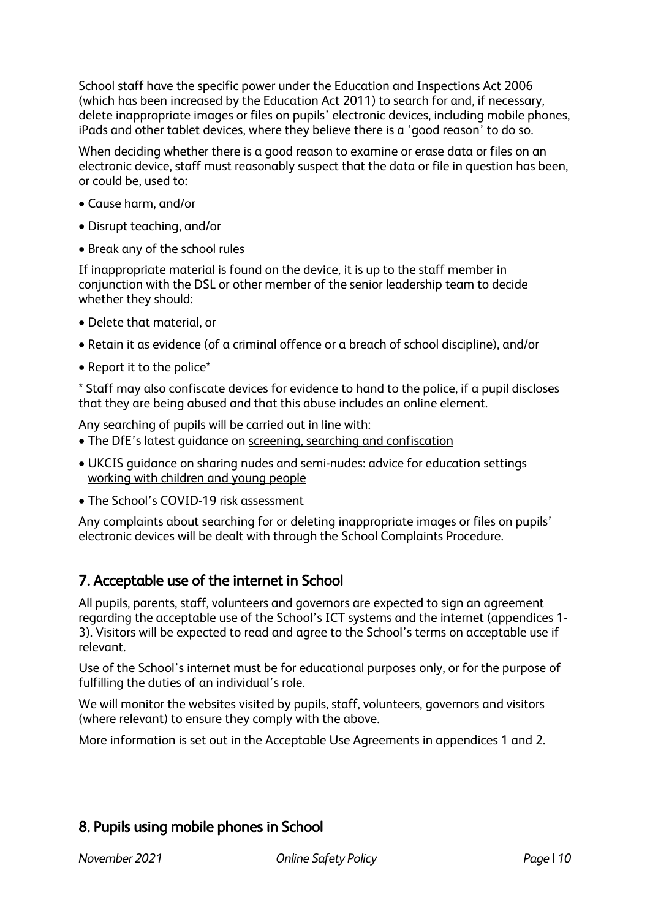School staff have the specific power under the Education and Inspections Act 2006 (which has been increased by the Education Act 2011) to search for and, if necessary, delete inappropriate images or files on pupils' electronic devices, including mobile phones, iPads and other tablet devices, where they believe there is a 'good reason' to do so.

When deciding whether there is a good reason to examine or erase data or files on an electronic device, staff must reasonably suspect that the data or file in question has been, or could be, used to:

- Cause harm, and/or
- Disrupt teaching, and/or
- Break any of the school rules

If inappropriate material is found on the device, it is up to the staff member in conjunction with the DSL or other member of the senior leadership team to decide whether they should:

- Delete that material, or
- Retain it as evidence (of a criminal offence or a breach of school discipline), and/or
- Report it to the police*

* Staff may also confiscate devices for evidence to hand to the police, if a pupil discloses that they are being abused and that this abuse includes an online element.

Any searching of pupils will be carried out in line with:

- The DfE's latest guidance on screening, searching and confiscation
- UKCIS guidance on sharing nudes and semi-nudes: advice for education settings working with children and young people
- The School's COVID-19 risk assessment

Any complaints about searching for or deleting inappropriate images or files on pupils' electronic devices will be dealt with through the School Complaints Procedure.

## 7. Acceptable use of the internet in School

All pupils, parents, staff, volunteers and governors are expected to sign an agreement regarding the acceptable use of the School's ICT systems and the internet (appendices 1-3). Visitors will be expected to read and agree to the School's terms on acceptable use if relevant.

Use of the School's internet must be for educational purposes only, or for the purpose of fulfilling the duties of an individual's role.

We will monitor the websites visited by pupils, staff, volunteers, governors and visitors (where relevant) to ensure they comply with the above.

More information is set out in the Acceptable Use Agreements in appendices 1 and 2.

## 8. Pupils using mobile phones in School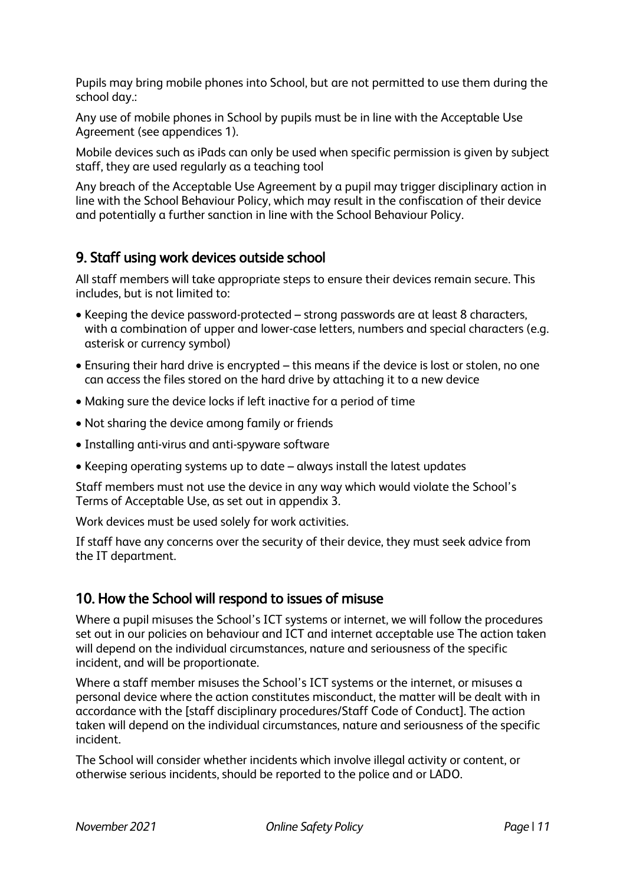Pupils may bring mobile phones into School, but are not permitted to use them during the school day.:

Any use of mobile phones in School by pupils must be in line with the Acceptable Use Agreement (see appendices 1).

Mobile devices such as iPads can only be used when specific permission is given by subject staff, they are used regularly as a teaching tool

Any breach of the Acceptable Use Agreement by a pupil may trigger disciplinary action in line with the School Behaviour Policy, which may result in the confiscation of their device and potentially a further sanction in line with the School Behaviour Policy.

## 9. Staff using work devices outside school

All staff members will take appropriate steps to ensure their devices remain secure. This includes, but is not limited to:

- Keeping the device password-protected – strong passwords are at least 8 characters, with a combination of upper and lower-case letters, numbers and special characters (e.g. asterisk or currency symbol)
- Ensuring their hard drive is encrypted – this means if the device is lost or stolen, no one can access the files stored on the hard drive by attaching it to a new device
- Making sure the device locks if left inactive for a period of time
- Not sharing the device among family or friends
- Installing anti-virus and anti-spyware software
- Keeping operating systems up to date – always install the latest updates

Staff members must not use the device in any way which would violate the School's Terms of Acceptable Use, as set out in appendix 3.

Work devices must be used solely for work activities.

If staff have any concerns over the security of their device, they must seek advice from the IT department.

## 10. How the School will respond to issues of misuse

Where a pupil misuses the School's ICT systems or internet, we will follow the procedures set out in our policies on behaviour and ICT and internet acceptable use The action taken will depend on the individual circumstances, nature and seriousness of the specific incident, and will be proportionate.

Where a staff member misuses the School's ICT systems or the internet, or misuses a personal device where the action constitutes misconduct, the matter will be dealt with in accordance with the [staff disciplinary procedures/Staff Code of Conduct]. The action taken will depend on the individual circumstances, nature and seriousness of the specific incident.

The School will consider whether incidents which involve illegal activity or content, or otherwise serious incidents, should be reported to the police and or LADO.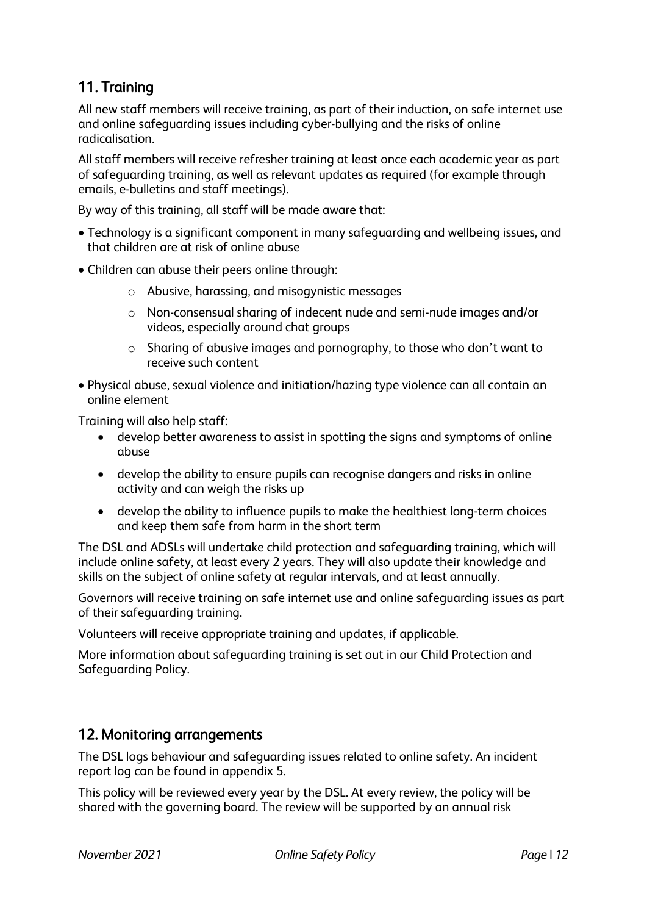## 11. Training

All new staff members will receive training, as part of their induction, on safe internet use and online safeguarding issues including cyber-bullying and the risks of online radicalisation.

All staff members will receive refresher training at least once each academic year as part of safeguarding training, as well as relevant updates as required (for example through emails, e-bulletins and staff meetings).

By way of this training, all staff will be made aware that:

- Technology is a significant component in many safeguarding and wellbeing issues, and that children are at risk of online abuse
- Children can abuse their peers online through:
    - Abusive, harassing, and misogynistic messages
    - Non-consensual sharing of indecent nude and semi-nude images and/or videos, especially around chat groups
    - Sharing of abusive images and pornography, to those who don't want to receive such content
- Physical abuse, sexual violence and initiation/hazing type violence can all contain an online element

Training will also help staff:

- develop better awareness to assist in spotting the signs and symptoms of online abuse
- develop the ability to ensure pupils can recognise dangers and risks in online activity and can weigh the risks up
- develop the ability to influence pupils to make the healthiest long-term choices and keep them safe from harm in the short term

The DSL and ADSLs will undertake child protection and safeguarding training, which will include online safety, at least every 2 years. They will also update their knowledge and skills on the subject of online safety at regular intervals, and at least annually.

Governors will receive training on safe internet use and online safeguarding issues as part of their safeguarding training.

Volunteers will receive appropriate training and updates, if applicable.

More information about safeguarding training is set out in our Child Protection and Safeguarding Policy.

## 12. Monitoring arrangements

The DSL logs behaviour and safeguarding issues related to online safety. An incident report log can be found in appendix 5.

This policy will be reviewed every year by the DSL. At every review, the policy will be shared with the governing board. The review will be supported by an annual risk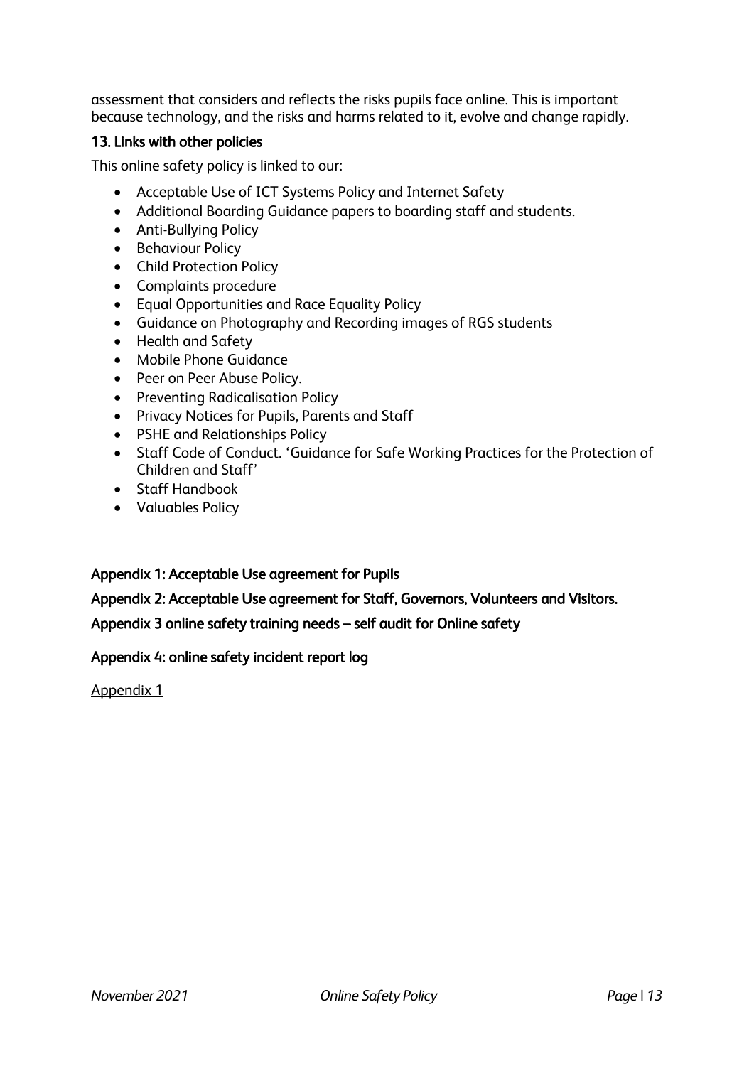assessment that considers and reflects the risks pupils face online. This is important because technology, and the risks and harms related to it, evolve and change rapidly.

## 13. Links with other policies

This online safety policy is linked to our:

- Acceptable Use of ICT Systems Policy and Internet Safety
- Additional Boarding Guidance papers to boarding staff and students.
- Anti-Bullying Policy
- Behaviour Policy
- Child Protection Policy
- Complaints procedure
- Equal Opportunities and Race Equality Policy
- Guidance on Photography and Recording images of RGS students
- Health and Safety
- Mobile Phone Guidance
- Peer on Peer Abuse Policy.
- Preventing Radicalisation Policy
- Privacy Notices for Pupils, Parents and Staff
- PSHE and Relationships Policy
- Staff Code of Conduct. 'Guidance for Safe Working Practices for the Protection of Children and Staff'
- Staff Handbook
- Valuables Policy

**Appendix 1: Acceptable Use agreement for Pupils**

**Appendix 2: Acceptable Use agreement for Staff, Governors, Volunteers and Visitors.**

**Appendix 3 online safety training needs – self audit for Online safety**

**Appendix 4: online safety incident report log**

Appendix 1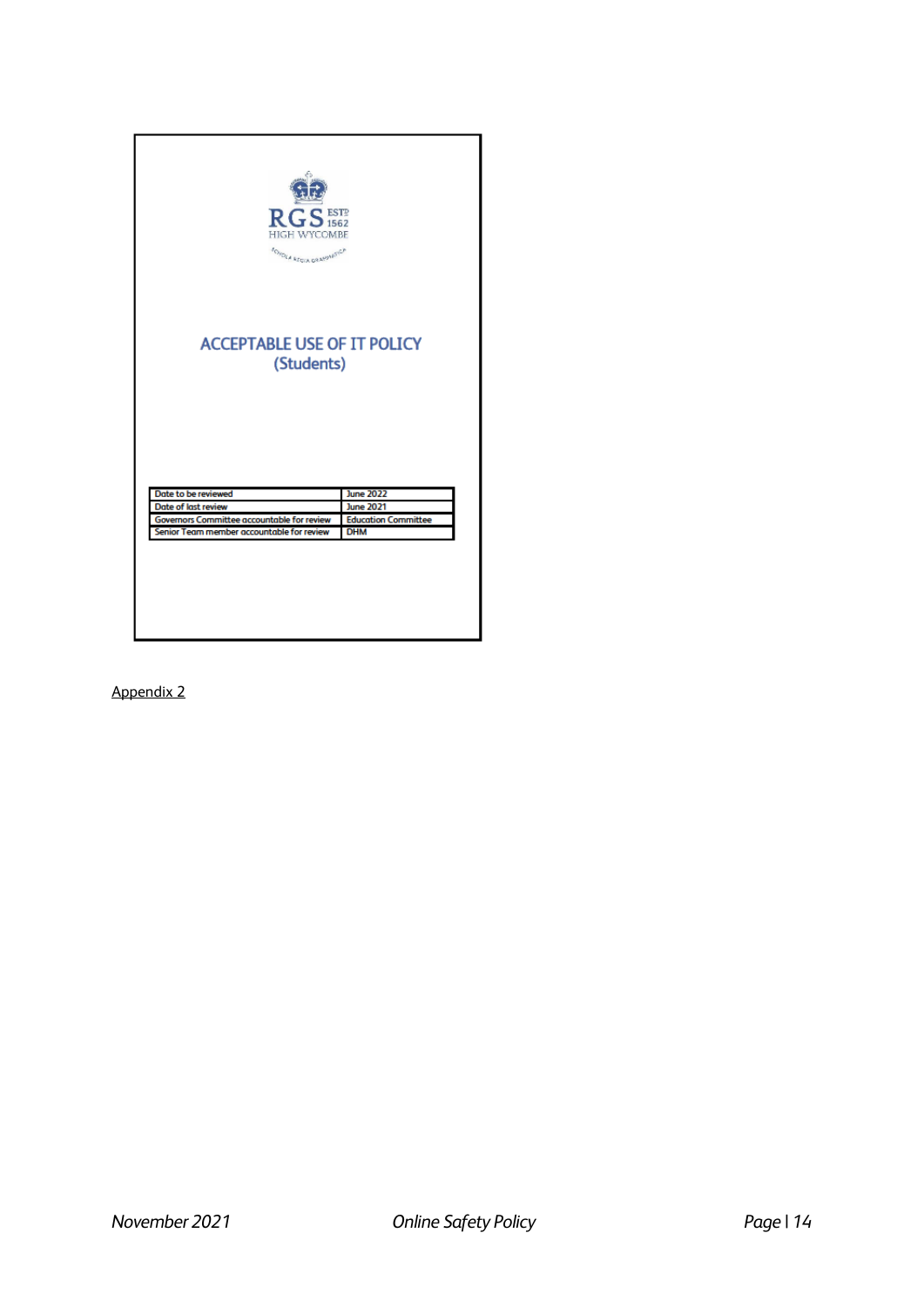RGS ESTD 1562
HIGH WYCOMBE
SCHOLA REGIA GRAMMATICA

# ACCEPTABLE USE OF IT POLICY (Students)

| Date to be reviewed | June 2022 |
| --- | --- |
| Date of last review | June 2021 |
| Governors Committee accountable for review | Education Committee |
| Senior Team member accountable for review | DHM |

Appendix 2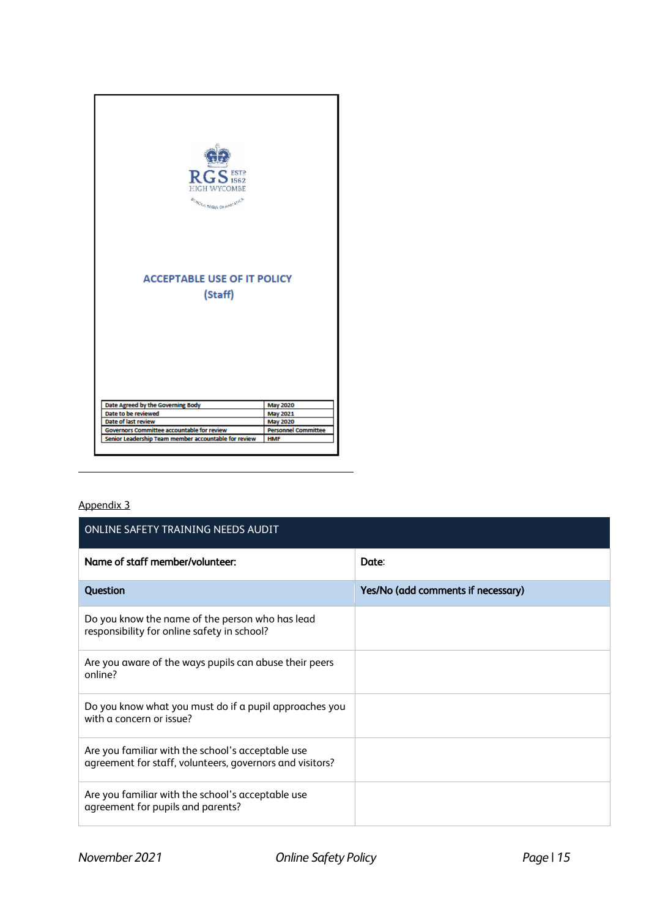RGS ESTD 1562 HIGH WYCOMBE

ACCEPTABLE USE OF IT POLICY (Staff)

| Date Agreed by the Governing Body | May 2020 |
| --- | --- |
| Date to be reviewed | May 2021 |
| Date of last review | May 2020 |
| Governors Committee accountable for review | Personnel Committee |
| Senior Leadership Team member accountable for review | HMF |

---

Appendix 3

| ONLINE SAFETY TRAINING NEEDS AUDIT | |
| --- | --- |
| **Name of staff member/volunteer:** | **Date:** |
| **Question** | **Yes/No (add comments if necessary)** |
| Do you know the name of the person who has lead responsibility for online safety in school? | |
| Are you aware of the ways pupils can abuse their peers online? | |
| Do you know what you must do if a pupil approaches you with a concern or issue? | |
| Are you familiar with the school's acceptable use agreement for staff, volunteers, governors and visitors? | |
| Are you familiar with the school's acceptable use agreement for pupils and parents? | |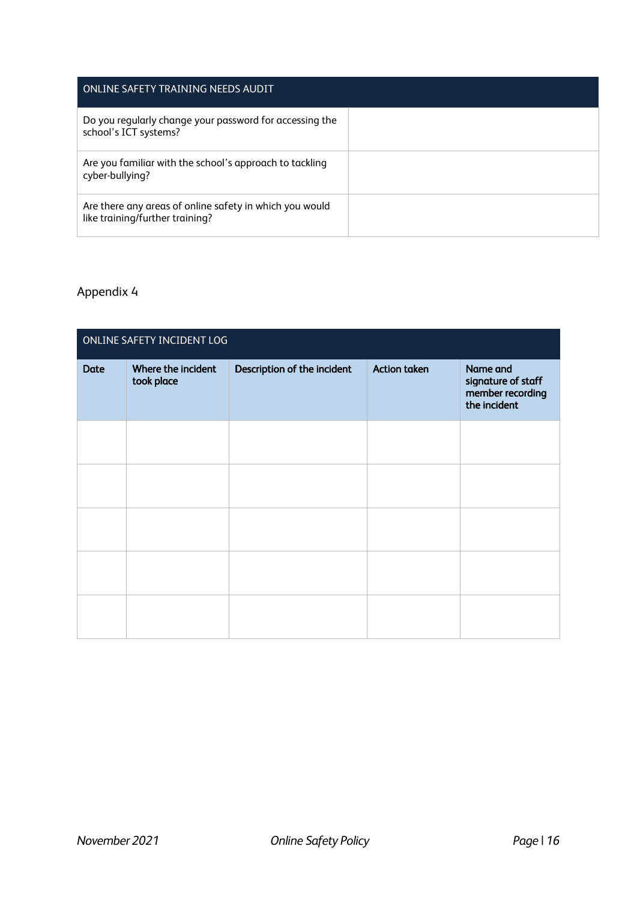| ONLINE SAFETY TRAINING NEEDS AUDIT | |
|---|---|
| Do you regularly change your password for accessing the school's ICT systems? | |
| Are you familiar with the school's approach to tackling cyber-bullying? | |
| Are there any areas of online safety in which you would like training/further training? | |

## Appendix 4

| ONLINE SAFETY INCIDENT LOG | | | | |
|---|---|---|---|---|
| **Date** | **Where the incident took place** | **Description of the incident** | **Action taken** | **Name and signature of staff member recording the incident** |
| | | | | |
| | | | | |
| | | | | |
| | | | | |
| | | | | |